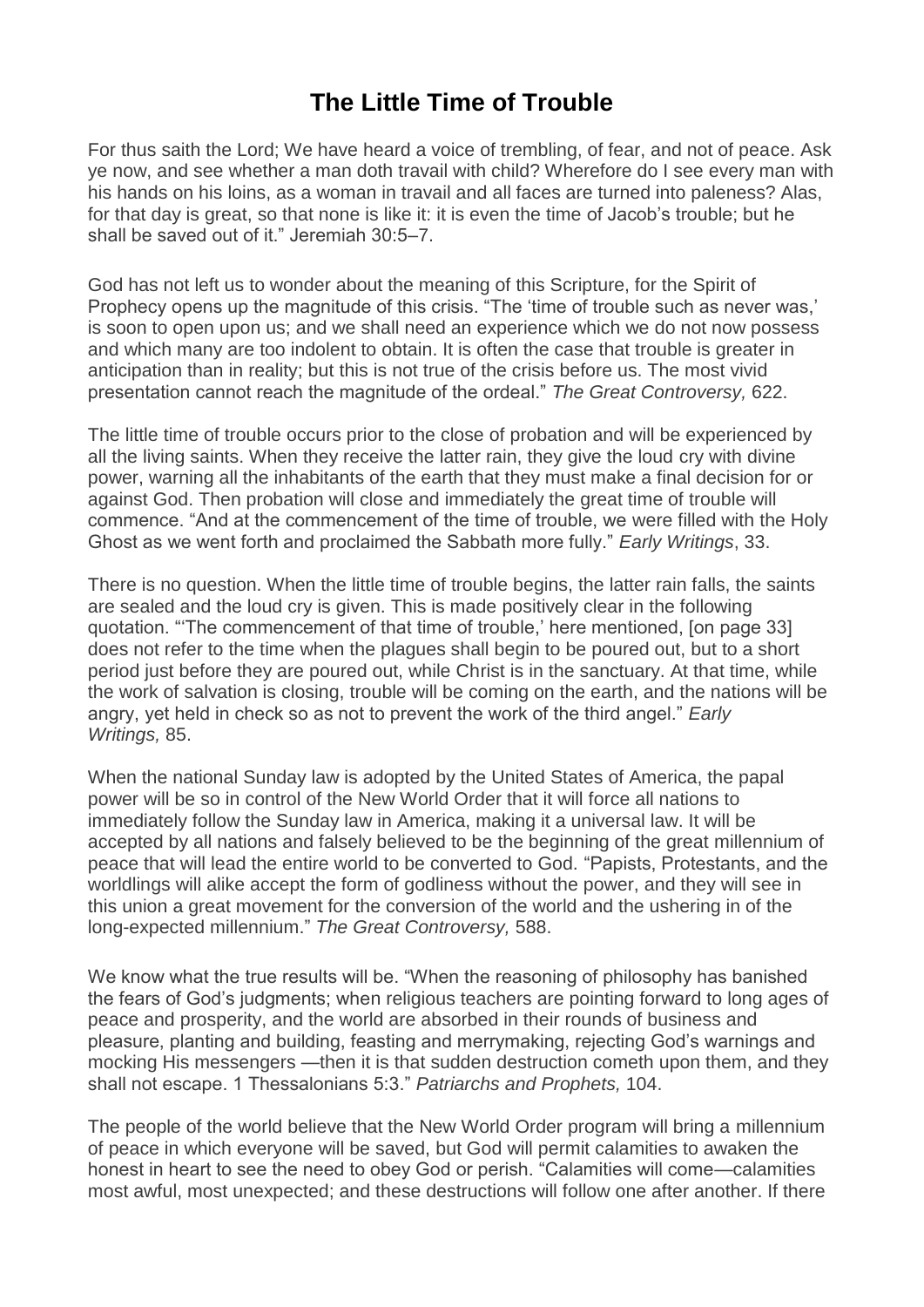# The Little Time of Trouble

For thus saith the Lord; We have heard a voice of trembling, of fear, and not of peace. Ask ye now, and see whether a man doth travail with child? Wherefore do I see every man with his hands on his loins, as a woman in travail and all faces are turned into paleness? Alas, for that day is great, so that none is like it: it is even the time of Jacob's trouble; but he shall be saved out of it." Jeremiah 30:5–7.

God has not left us to wonder about the meaning of this Scripture, for the Spirit of Prophecy opens up the magnitude of this crisis. "The 'time of trouble such as never was,' is soon to open upon us; and we shall need an experience which we do not now possess and which many are too indolent to obtain. It is often the case that trouble is greater in anticipation than in reality; but this is not true of the crisis before us. The most vivid presentation cannot reach the magnitude of the ordeal." *The Great Controversy,* 622.

The little time of trouble occurs prior to the close of probation and will be experienced by all the living saints. When they receive the latter rain, they give the loud cry with divine power, warning all the inhabitants of the earth that they must make a final decision for or against God. Then probation will close and immediately the great time of trouble will commence. "And at the commencement of the time of trouble, we were filled with the Holy Ghost as we went forth and proclaimed the Sabbath more fully." *Early Writings*, 33.

There is no question. When the little time of trouble begins, the latter rain falls, the saints are sealed and the loud cry is given. This is made positively clear in the following quotation. "'The commencement of that time of trouble,' here mentioned, [on page 33] does not refer to the time when the plagues shall begin to be poured out, but to a short period just before they are poured out, while Christ is in the sanctuary. At that time, while the work of salvation is closing, trouble will be coming on the earth, and the nations will be angry, yet held in check so as not to prevent the work of the third angel." *Early Writings,* 85.

When the national Sunday law is adopted by the United States of America, the papal power will be so in control of the New World Order that it will force all nations to immediately follow the Sunday law in America, making it a universal law. It will be accepted by all nations and falsely believed to be the beginning of the great millennium of peace that will lead the entire world to be converted to God. "Papists, Protestants, and the worldlings will alike accept the form of godliness without the power, and they will see in this union a great movement for the conversion of the world and the ushering in of the long-expected millennium." *The Great Controversy,* 588.

We know what the true results will be. "When the reasoning of philosophy has banished the fears of God's judgments; when religious teachers are pointing forward to long ages of peace and prosperity, and the world are absorbed in their rounds of business and pleasure, planting and building, feasting and merrymaking, rejecting God's warnings and mocking His messengers —then it is that sudden destruction cometh upon them, and they shall not escape. 1 Thessalonians 5:3." *Patriarchs and Prophets,* 104.

The people of the world believe that the New World Order program will bring a millennium of peace in which everyone will be saved, but God will permit calamities to awaken the honest in heart to see the need to obey God or perish. "Calamities will come—calamities most awful, most unexpected; and these destructions will follow one after another. If there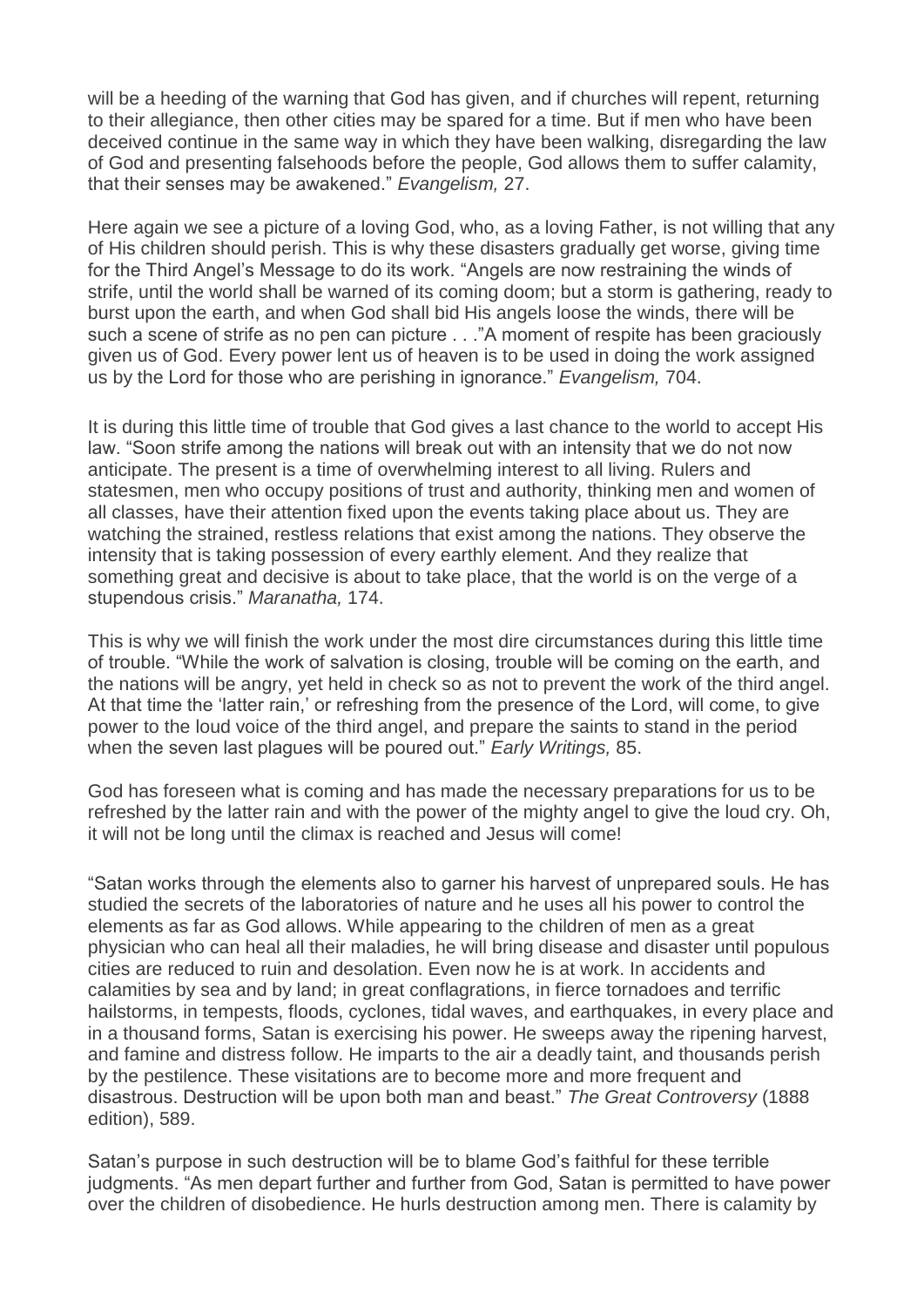will be a heeding of the warning that God has given, and if churches will repent, returning to their allegiance, then other cities may be spared for a time. But if men who have been deceived continue in the same way in which they have been walking, disregarding the law of God and presenting falsehoods before the people, God allows them to suffer calamity, that their senses may be awakened." *Evangelism,* 27.

Here again we see a picture of a loving God, who, as a loving Father, is not willing that any of His children should perish. This is why these disasters gradually get worse, giving time for the Third Angel's Message to do its work. "Angels are now restraining the winds of strife, until the world shall be warned of its coming doom; but a storm is gathering, ready to burst upon the earth, and when God shall bid His angels loose the winds, there will be such a scene of strife as no pen can picture . . ."A moment of respite has been graciously given us of God. Every power lent us of heaven is to be used in doing the work assigned us by the Lord for those who are perishing in ignorance." *Evangelism,* 704.

It is during this little time of trouble that God gives a last chance to the world to accept His law. "Soon strife among the nations will break out with an intensity that we do not now anticipate. The present is a time of overwhelming interest to all living. Rulers and statesmen, men who occupy positions of trust and authority, thinking men and women of all classes, have their attention fixed upon the events taking place about us. They are watching the strained, restless relations that exist among the nations. They observe the intensity that is taking possession of every earthly element. And they realize that something great and decisive is about to take place, that the world is on the verge of a stupendous crisis." *Maranatha,* 174.

This is why we will finish the work under the most dire circumstances during this little time of trouble. "While the work of salvation is closing, trouble will be coming on the earth, and the nations will be angry, yet held in check so as not to prevent the work of the third angel. At that time the 'latter rain,' or refreshing from the presence of the Lord, will come, to give power to the loud voice of the third angel, and prepare the saints to stand in the period when the seven last plagues will be poured out." *Early Writings,* 85.

God has foreseen what is coming and has made the necessary preparations for us to be refreshed by the latter rain and with the power of the mighty angel to give the loud cry. Oh, it will not be long until the climax is reached and Jesus will come!

"Satan works through the elements also to garner his harvest of unprepared souls. He has studied the secrets of the laboratories of nature and he uses all his power to control the elements as far as God allows. While appearing to the children of men as a great physician who can heal all their maladies, he will bring disease and disaster until populous cities are reduced to ruin and desolation. Even now he is at work. In accidents and calamities by sea and by land; in great conflagrations, in fierce tornadoes and terrific hailstorms, in tempests, floods, cyclones, tidal waves, and earthquakes, in every place and in a thousand forms, Satan is exercising his power. He sweeps away the ripening harvest, and famine and distress follow. He imparts to the air a deadly taint, and thousands perish by the pestilence. These visitations are to become more and more frequent and disastrous. Destruction will be upon both man and beast." *The Great Controversy* (1888 edition), 589.

Satan's purpose in such destruction will be to blame God's faithful for these terrible judgments. "As men depart further and further from God, Satan is permitted to have power over the children of disobedience. He hurls destruction among men. There is calamity by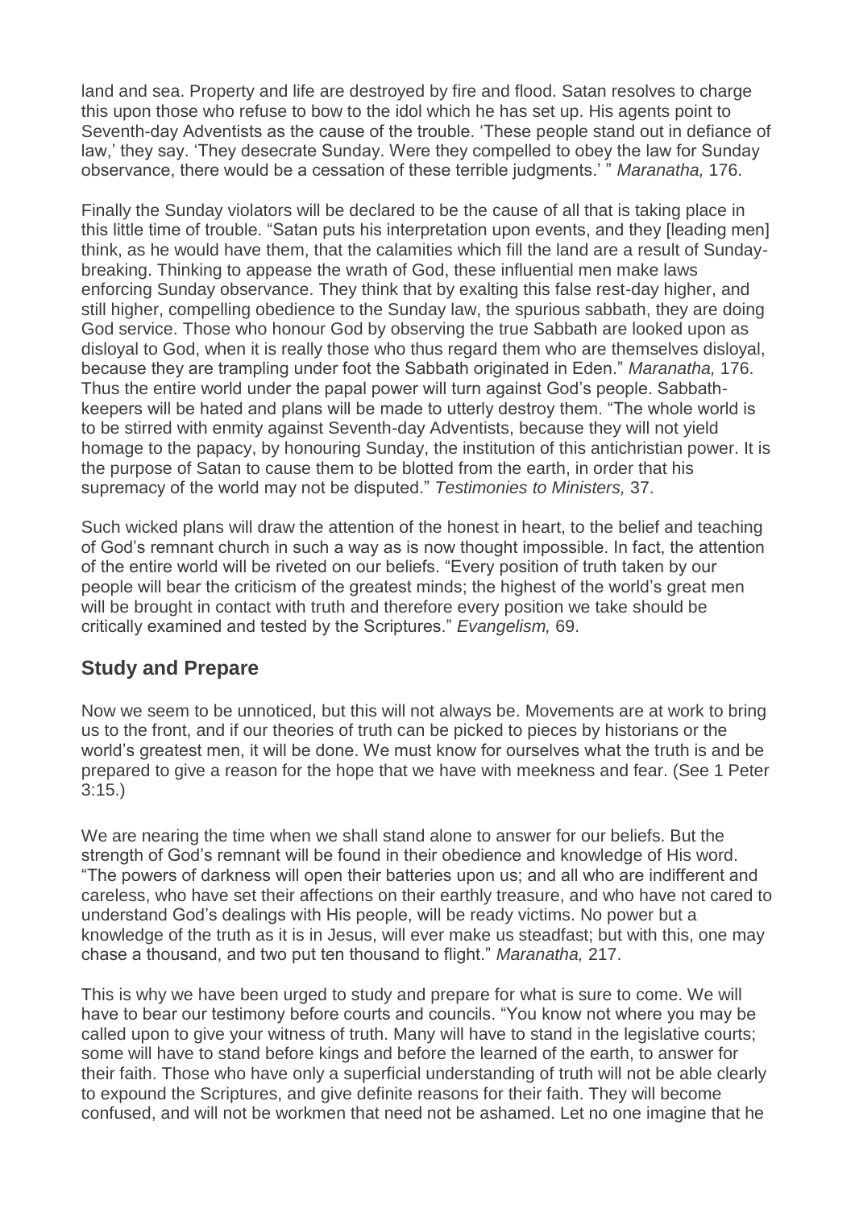land and sea. Property and life are destroyed by fire and flood. Satan resolves to charge this upon those who refuse to bow to the idol which he has set up. His agents point to Seventh-day Adventists as the cause of the trouble. 'These people stand out in defiance of law,' they say. 'They desecrate Sunday. Were they compelled to obey the law for Sunday observance, there would be a cessation of these terrible judgments.' " *Maranatha,* 176.

Finally the Sunday violators will be declared to be the cause of all that is taking place in this little time of trouble. "Satan puts his interpretation upon events, and they [leading men] think, as he would have them, that the calamities which fill the land are a result of Sunday-breaking. Thinking to appease the wrath of God, these influential men make laws enforcing Sunday observance. They think that by exalting this false rest-day higher, and still higher, compelling obedience to the Sunday law, the spurious sabbath, they are doing God service. Those who honour God by observing the true Sabbath are looked upon as disloyal to God, when it is really those who thus regard them who are themselves disloyal, because they are trampling under foot the Sabbath originated in Eden." *Maranatha,* 176. Thus the entire world under the papal power will turn against God's people. Sabbath-keepers will be hated and plans will be made to utterly destroy them. "The whole world is to be stirred with enmity against Seventh-day Adventists, because they will not yield homage to the papacy, by honouring Sunday, the institution of this antichristian power. It is the purpose of Satan to cause them to be blotted from the earth, in order that his supremacy of the world may not be disputed." *Testimonies to Ministers,* 37.

Such wicked plans will draw the attention of the honest in heart, to the belief and teaching of God's remnant church in such a way as is now thought impossible. In fact, the attention of the entire world will be riveted on our beliefs. "Every position of truth taken by our people will bear the criticism of the greatest minds; the highest of the world's great men will be brought in contact with truth and therefore every position we take should be critically examined and tested by the Scriptures." *Evangelism,* 69.

## Study and Prepare

Now we seem to be unnoticed, but this will not always be. Movements are at work to bring us to the front, and if our theories of truth can be picked to pieces by historians or the world's greatest men, it will be done. We must know for ourselves what the truth is and be prepared to give a reason for the hope that we have with meekness and fear. (See 1 Peter 3:15.)

We are nearing the time when we shall stand alone to answer for our beliefs. But the strength of God's remnant will be found in their obedience and knowledge of His word. "The powers of darkness will open their batteries upon us; and all who are indifferent and careless, who have set their affections on their earthly treasure, and who have not cared to understand God's dealings with His people, will be ready victims. No power but a knowledge of the truth as it is in Jesus, will ever make us steadfast; but with this, one may chase a thousand, and two put ten thousand to flight." *Maranatha,* 217.

This is why we have been urged to study and prepare for what is sure to come. We will have to bear our testimony before courts and councils. "You know not where you may be called upon to give your witness of truth. Many will have to stand in the legislative courts; some will have to stand before kings and before the learned of the earth, to answer for their faith. Those who have only a superficial understanding of truth will not be able clearly to expound the Scriptures, and give definite reasons for their faith. They will become confused, and will not be workmen that need not be ashamed. Let no one imagine that he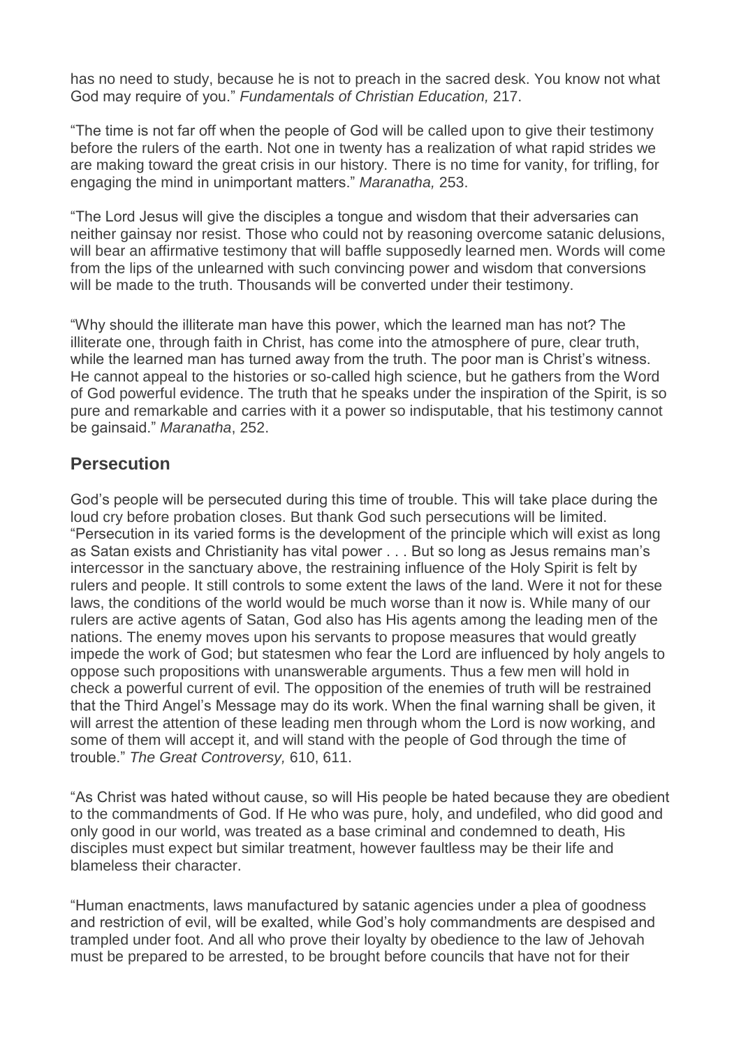has no need to study, because he is not to preach in the sacred desk. You know not what God may require of you." *Fundamentals of Christian Education,* 217.

"The time is not far off when the people of God will be called upon to give their testimony before the rulers of the earth. Not one in twenty has a realization of what rapid strides we are making toward the great crisis in our history. There is no time for vanity, for trifling, for engaging the mind in unimportant matters." *Maranatha,* 253.

"The Lord Jesus will give the disciples a tongue and wisdom that their adversaries can neither gainsay nor resist. Those who could not by reasoning overcome satanic delusions, will bear an affirmative testimony that will baffle supposedly learned men. Words will come from the lips of the unlearned with such convincing power and wisdom that conversions will be made to the truth. Thousands will be converted under their testimony.

"Why should the illiterate man have this power, which the learned man has not? The illiterate one, through faith in Christ, has come into the atmosphere of pure, clear truth, while the learned man has turned away from the truth. The poor man is Christ's witness. He cannot appeal to the histories or so-called high science, but he gathers from the Word of God powerful evidence. The truth that he speaks under the inspiration of the Spirit, is so pure and remarkable and carries with it a power so indisputable, that his testimony cannot be gainsaid." *Maranatha*, 252.

## Persecution

God's people will be persecuted during this time of trouble. This will take place during the loud cry before probation closes. But thank God such persecutions will be limited. "Persecution in its varied forms is the development of the principle which will exist as long as Satan exists and Christianity has vital power . . . But so long as Jesus remains man's intercessor in the sanctuary above, the restraining influence of the Holy Spirit is felt by rulers and people. It still controls to some extent the laws of the land. Were it not for these laws, the conditions of the world would be much worse than it now is. While many of our rulers are active agents of Satan, God also has His agents among the leading men of the nations. The enemy moves upon his servants to propose measures that would greatly impede the work of God; but statesmen who fear the Lord are influenced by holy angels to oppose such propositions with unanswerable arguments. Thus a few men will hold in check a powerful current of evil. The opposition of the enemies of truth will be restrained that the Third Angel's Message may do its work. When the final warning shall be given, it will arrest the attention of these leading men through whom the Lord is now working, and some of them will accept it, and will stand with the people of God through the time of trouble." *The Great Controversy,* 610, 611.

"As Christ was hated without cause, so will His people be hated because they are obedient to the commandments of God. If He who was pure, holy, and undefiled, who did good and only good in our world, was treated as a base criminal and condemned to death, His disciples must expect but similar treatment, however faultless may be their life and blameless their character.

"Human enactments, laws manufactured by satanic agencies under a plea of goodness and restriction of evil, will be exalted, while God's holy commandments are despised and trampled under foot. And all who prove their loyalty by obedience to the law of Jehovah must be prepared to be arrested, to be brought before councils that have not for their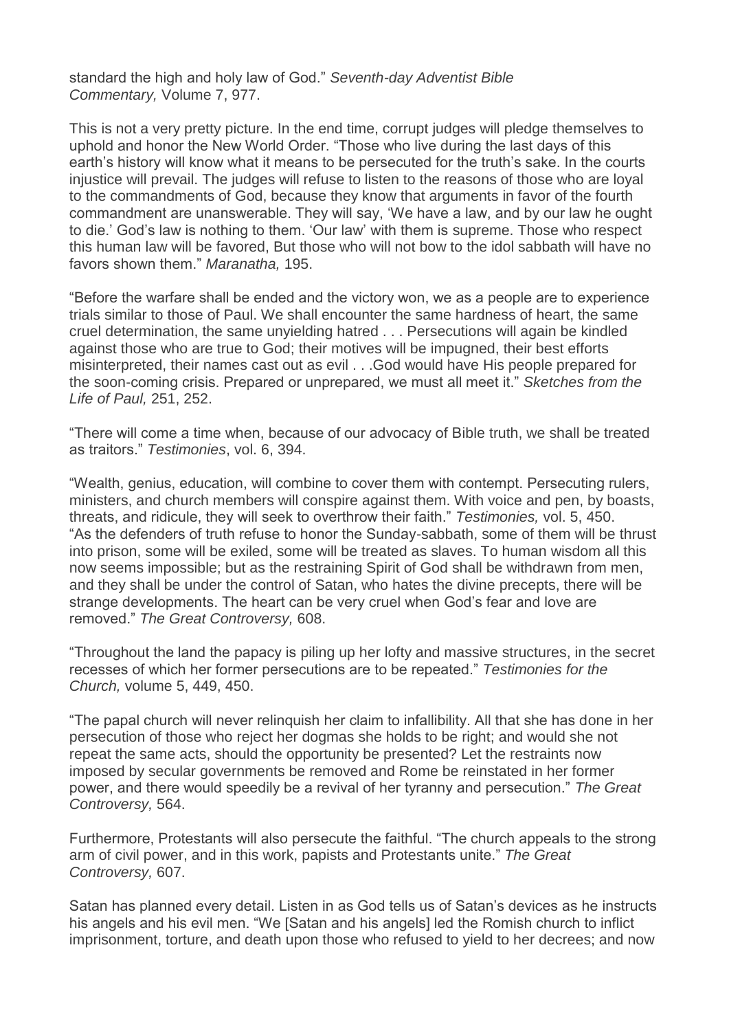standard the high and holy law of God." *Seventh-day Adventist Bible Commentary,* Volume 7, 977.

This is not a very pretty picture. In the end time, corrupt judges will pledge themselves to uphold and honor the New World Order. "Those who live during the last days of this earth's history will know what it means to be persecuted for the truth's sake. In the courts injustice will prevail. The judges will refuse to listen to the reasons of those who are loyal to the commandments of God, because they know that arguments in favor of the fourth commandment are unanswerable. They will say, 'We have a law, and by our law he ought to die.' God's law is nothing to them. 'Our law' with them is supreme. Those who respect this human law will be favored, But those who will not bow to the idol sabbath will have no favors shown them." *Maranatha,* 195.

"Before the warfare shall be ended and the victory won, we as a people are to experience trials similar to those of Paul. We shall encounter the same hardness of heart, the same cruel determination, the same unyielding hatred . . . Persecutions will again be kindled against those who are true to God; their motives will be impugned, their best efforts misinterpreted, their names cast out as evil . . .God would have His people prepared for the soon-coming crisis. Prepared or unprepared, we must all meet it." *Sketches from the Life of Paul,* 251, 252.

"There will come a time when, because of our advocacy of Bible truth, we shall be treated as traitors." *Testimonies*, vol. 6, 394.

"Wealth, genius, education, will combine to cover them with contempt. Persecuting rulers, ministers, and church members will conspire against them. With voice and pen, by boasts, threats, and ridicule, they will seek to overthrow their faith." *Testimonies,* vol. 5, 450.
"As the defenders of truth refuse to honor the Sunday-sabbath, some of them will be thrust into prison, some will be exiled, some will be treated as slaves. To human wisdom all this now seems impossible; but as the restraining Spirit of God shall be withdrawn from men, and they shall be under the control of Satan, who hates the divine precepts, there will be strange developments. The heart can be very cruel when God's fear and love are removed." *The Great Controversy,* 608.

"Throughout the land the papacy is piling up her lofty and massive structures, in the secret recesses of which her former persecutions are to be repeated." *Testimonies for the Church,* volume 5, 449, 450.

"The papal church will never relinquish her claim to infallibility. All that she has done in her persecution of those who reject her dogmas she holds to be right; and would she not repeat the same acts, should the opportunity be presented? Let the restraints now imposed by secular governments be removed and Rome be reinstated in her former power, and there would speedily be a revival of her tyranny and persecution." *The Great Controversy,* 564.

Furthermore, Protestants will also persecute the faithful. "The church appeals to the strong arm of civil power, and in this work, papists and Protestants unite." *The Great Controversy,* 607.

Satan has planned every detail. Listen in as God tells us of Satan's devices as he instructs his angels and his evil men. "We [Satan and his angels] led the Romish church to inflict imprisonment, torture, and death upon those who refused to yield to her decrees; and now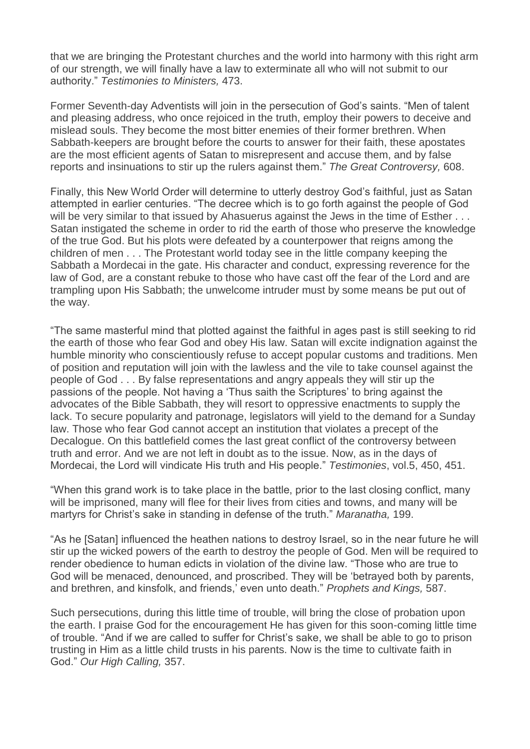that we are bringing the Protestant churches and the world into harmony with this right arm of our strength, we will finally have a law to exterminate all who will not submit to our authority." *Testimonies to Ministers,* 473.

Former Seventh-day Adventists will join in the persecution of God's saints. "Men of talent and pleasing address, who once rejoiced in the truth, employ their powers to deceive and mislead souls. They become the most bitter enemies of their former brethren. When Sabbath-keepers are brought before the courts to answer for their faith, these apostates are the most efficient agents of Satan to misrepresent and accuse them, and by false reports and insinuations to stir up the rulers against them." *The Great Controversy,* 608.

Finally, this New World Order will determine to utterly destroy God's faithful, just as Satan attempted in earlier centuries. "The decree which is to go forth against the people of God will be very similar to that issued by Ahasuerus against the Jews in the time of Esther . . . Satan instigated the scheme in order to rid the earth of those who preserve the knowledge of the true God. But his plots were defeated by a counterpower that reigns among the children of men . . . The Protestant world today see in the little company keeping the Sabbath a Mordecai in the gate. His character and conduct, expressing reverence for the law of God, are a constant rebuke to those who have cast off the fear of the Lord and are trampling upon His Sabbath; the unwelcome intruder must by some means be put out of the way.

"The same masterful mind that plotted against the faithful in ages past is still seeking to rid the earth of those who fear God and obey His law. Satan will excite indignation against the humble minority who conscientiously refuse to accept popular customs and traditions. Men of position and reputation will join with the lawless and the vile to take counsel against the people of God . . . By false representations and angry appeals they will stir up the passions of the people. Not having a 'Thus saith the Scriptures' to bring against the advocates of the Bible Sabbath, they will resort to oppressive enactments to supply the lack. To secure popularity and patronage, legislators will yield to the demand for a Sunday law. Those who fear God cannot accept an institution that violates a precept of the Decalogue. On this battlefield comes the last great conflict of the controversy between truth and error. And we are not left in doubt as to the issue. Now, as in the days of Mordecai, the Lord will vindicate His truth and His people." *Testimonies*, vol.5, 450, 451.

"When this grand work is to take place in the battle, prior to the last closing conflict, many will be imprisoned, many will flee for their lives from cities and towns, and many will be martyrs for Christ's sake in standing in defense of the truth." *Maranatha,* 199.

"As he [Satan] influenced the heathen nations to destroy Israel, so in the near future he will stir up the wicked powers of the earth to destroy the people of God. Men will be required to render obedience to human edicts in violation of the divine law. "Those who are true to God will be menaced, denounced, and proscribed. They will be 'betrayed both by parents, and brethren, and kinsfolk, and friends,' even unto death." *Prophets and Kings,* 587.

Such persecutions, during this little time of trouble, will bring the close of probation upon the earth. I praise God for the encouragement He has given for this soon-coming little time of trouble. "And if we are called to suffer for Christ's sake, we shall be able to go to prison trusting in Him as a little child trusts in his parents. Now is the time to cultivate faith in God." *Our High Calling,* 357.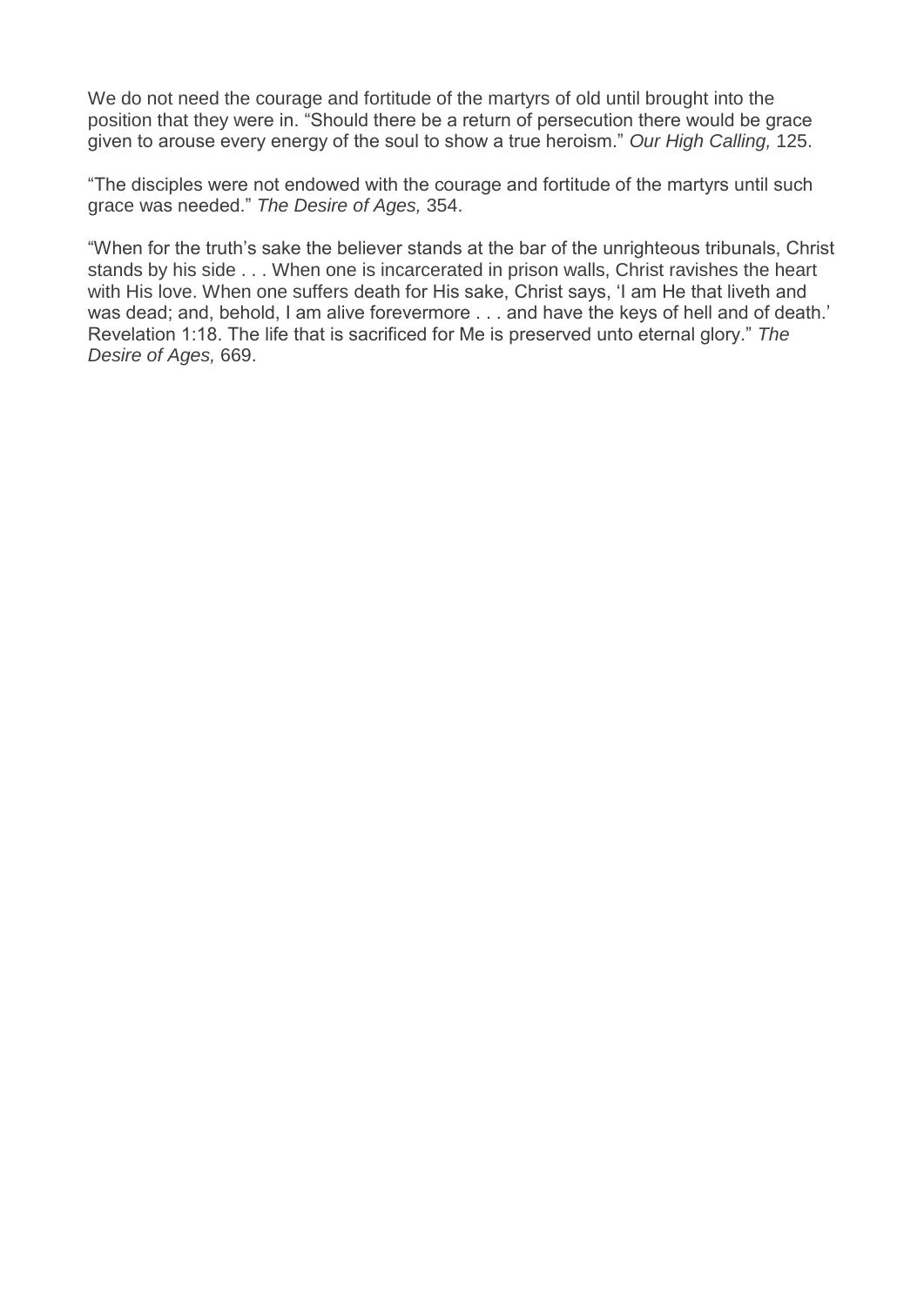We do not need the courage and fortitude of the martyrs of old until brought into the position that they were in. “Should there be a return of persecution there would be grace given to arouse every energy of the soul to show a true heroism.” *Our High Calling,* 125.

“The disciples were not endowed with the courage and fortitude of the martyrs until such grace was needed.” *The Desire of Ages,* 354.

“When for the truth’s sake the believer stands at the bar of the unrighteous tribunals, Christ stands by his side . . . When one is incarcerated in prison walls, Christ ravishes the heart with His love. When one suffers death for His sake, Christ says, ‘I am He that liveth and was dead; and, behold, I am alive forevermore . . . and have the keys of hell and of death.’ Revelation 1:18. The life that is sacrificed for Me is preserved unto eternal glory.” *The Desire of Ages,* 669.